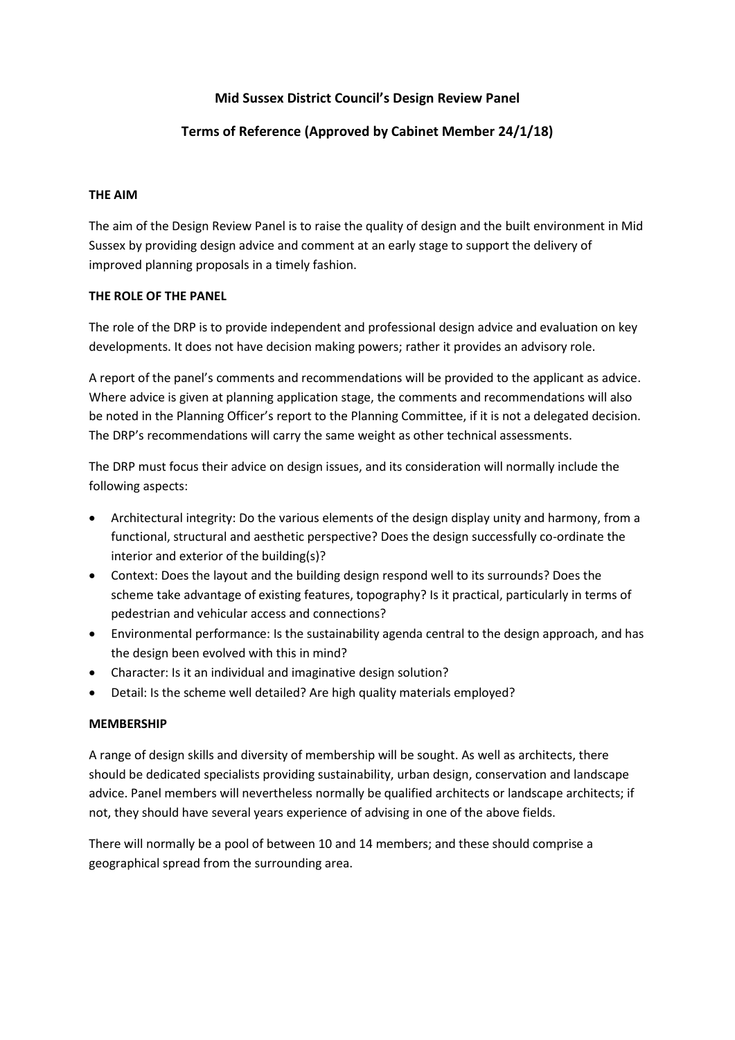# Mid Sussex District Council's Design Review Panel

## Terms of Reference (Approved by Cabinet Member 24/1/18)

### THE AIM

The aim of the Design Review Panel is to raise the quality of design and the built environment in Mid Sussex by providing design advice and comment at an early stage to support the delivery of improved planning proposals in a timely fashion.

### THE ROLE OF THE PANEL

The role of the DRP is to provide independent and professional design advice and evaluation on key developments. It does not have decision making powers; rather it provides an advisory role.

A report of the panel's comments and recommendations will be provided to the applicant as advice. Where advice is given at planning application stage, the comments and recommendations will also be noted in the Planning Officer's report to the Planning Committee, if it is not a delegated decision. The DRP's recommendations will carry the same weight as other technical assessments.

The DRP must focus their advice on design issues, and its consideration will normally include the following aspects:

- Architectural integrity: Do the various elements of the design display unity and harmony, from a functional, structural and aesthetic perspective? Does the design successfully co-ordinate the interior and exterior of the building(s)?
- Context: Does the layout and the building design respond well to its surrounds? Does the scheme take advantage of existing features, topography? Is it practical, particularly in terms of pedestrian and vehicular access and connections?
- Environmental performance: Is the sustainability agenda central to the design approach, and has the design been evolved with this in mind?
- Character: Is it an individual and imaginative design solution?
- Detail: Is the scheme well detailed? Are high quality materials employed?

### MEMBERSHIP

A range of design skills and diversity of membership will be sought. As well as architects, there should be dedicated specialists providing sustainability, urban design, conservation and landscape advice. Panel members will nevertheless normally be qualified architects or landscape architects; if not, they should have several years experience of advising in one of the above fields.

There will normally be a pool of between 10 and 14 members; and these should comprise a geographical spread from the surrounding area.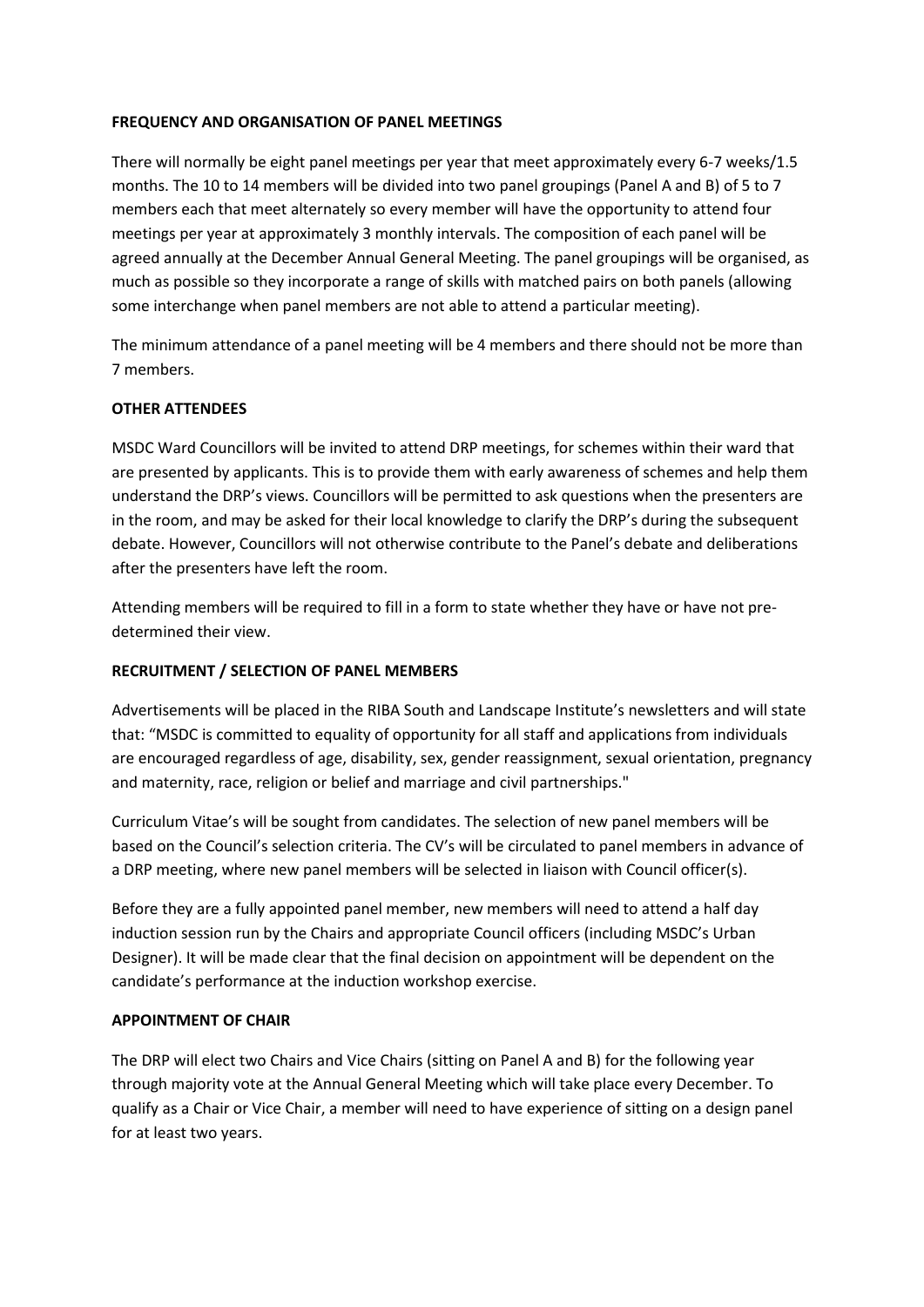**FREQUENCY AND ORGANISATION OF PANEL MEETINGS**

There will normally be eight panel meetings per year that meet approximately every 6-7 weeks/1.5 months. The 10 to 14 members will be divided into two panel groupings (Panel A and B) of 5 to 7 members each that meet alternately so every member will have the opportunity to attend four meetings per year at approximately 3 monthly intervals. The composition of each panel will be agreed annually at the December Annual General Meeting. The panel groupings will be organised, as much as possible so they incorporate a range of skills with matched pairs on both panels (allowing some interchange when panel members are not able to attend a particular meeting).

The minimum attendance of a panel meeting will be 4 members and there should not be more than 7 members.

**OTHER ATTENDEES**

MSDC Ward Councillors will be invited to attend DRP meetings, for schemes within their ward that are presented by applicants. This is to provide them with early awareness of schemes and help them understand the DRP's views. Councillors will be permitted to ask questions when the presenters are in the room, and may be asked for their local knowledge to clarify the DRP's during the subsequent debate. However, Councillors will not otherwise contribute to the Panel's debate and deliberations after the presenters have left the room.

Attending members will be required to fill in a form to state whether they have or have not pre-determined their view.

**RECRUITMENT / SELECTION OF PANEL MEMBERS**

Advertisements will be placed in the RIBA South and Landscape Institute's newsletters and will state that: "MSDC is committed to equality of opportunity for all staff and applications from individuals are encouraged regardless of age, disability, sex, gender reassignment, sexual orientation, pregnancy and maternity, race, religion or belief and marriage and civil partnerships."

Curriculum Vitae's will be sought from candidates. The selection of new panel members will be based on the Council's selection criteria. The CV's will be circulated to panel members in advance of a DRP meeting, where new panel members will be selected in liaison with Council officer(s).

Before they are a fully appointed panel member, new members will need to attend a half day induction session run by the Chairs and appropriate Council officers (including MSDC's Urban Designer). It will be made clear that the final decision on appointment will be dependent on the candidate's performance at the induction workshop exercise.

**APPOINTMENT OF CHAIR**

The DRP will elect two Chairs and Vice Chairs (sitting on Panel A and B) for the following year through majority vote at the Annual General Meeting which will take place every December. To qualify as a Chair or Vice Chair, a member will need to have experience of sitting on a design panel for at least two years.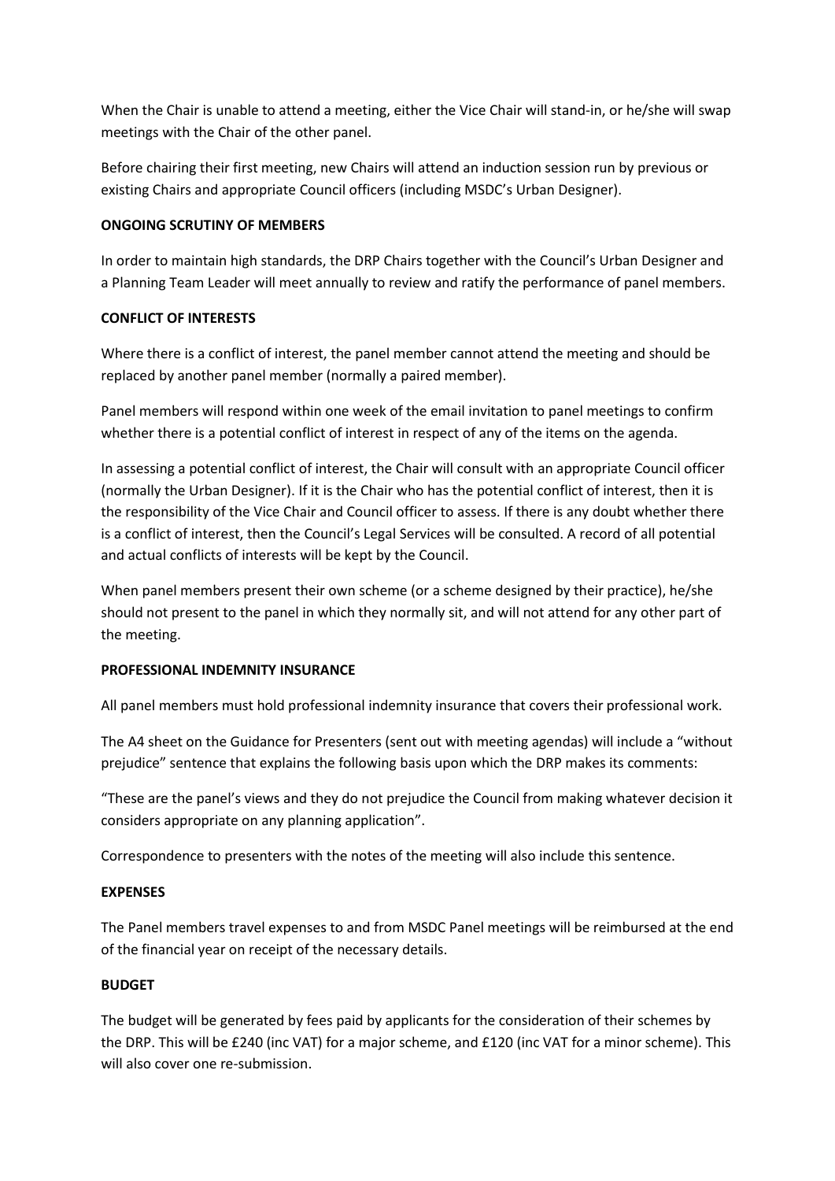When the Chair is unable to attend a meeting, either the Vice Chair will stand-in, or he/she will swap meetings with the Chair of the other panel.

Before chairing their first meeting, new Chairs will attend an induction session run by previous or existing Chairs and appropriate Council officers (including MSDC's Urban Designer).

**ONGOING SCRUTINY OF MEMBERS**

In order to maintain high standards, the DRP Chairs together with the Council's Urban Designer and a Planning Team Leader will meet annually to review and ratify the performance of panel members.

**CONFLICT OF INTERESTS**

Where there is a conflict of interest, the panel member cannot attend the meeting and should be replaced by another panel member (normally a paired member).

Panel members will respond within one week of the email invitation to panel meetings to confirm whether there is a potential conflict of interest in respect of any of the items on the agenda.

In assessing a potential conflict of interest, the Chair will consult with an appropriate Council officer (normally the Urban Designer). If it is the Chair who has the potential conflict of interest, then it is the responsibility of the Vice Chair and Council officer to assess. If there is any doubt whether there is a conflict of interest, then the Council's Legal Services will be consulted. A record of all potential and actual conflicts of interests will be kept by the Council.

When panel members present their own scheme (or a scheme designed by their practice), he/she should not present to the panel in which they normally sit, and will not attend for any other part of the meeting.

**PROFESSIONAL INDEMNITY INSURANCE**

All panel members must hold professional indemnity insurance that covers their professional work.

The A4 sheet on the Guidance for Presenters (sent out with meeting agendas) will include a "without prejudice" sentence that explains the following basis upon which the DRP makes its comments:

"These are the panel's views and they do not prejudice the Council from making whatever decision it considers appropriate on any planning application".

Correspondence to presenters with the notes of the meeting will also include this sentence.

**EXPENSES**

The Panel members travel expenses to and from MSDC Panel meetings will be reimbursed at the end of the financial year on receipt of the necessary details.

**BUDGET**

The budget will be generated by fees paid by applicants for the consideration of their schemes by the DRP. This will be £240 (inc VAT) for a major scheme, and £120 (inc VAT for a minor scheme). This will also cover one re-submission.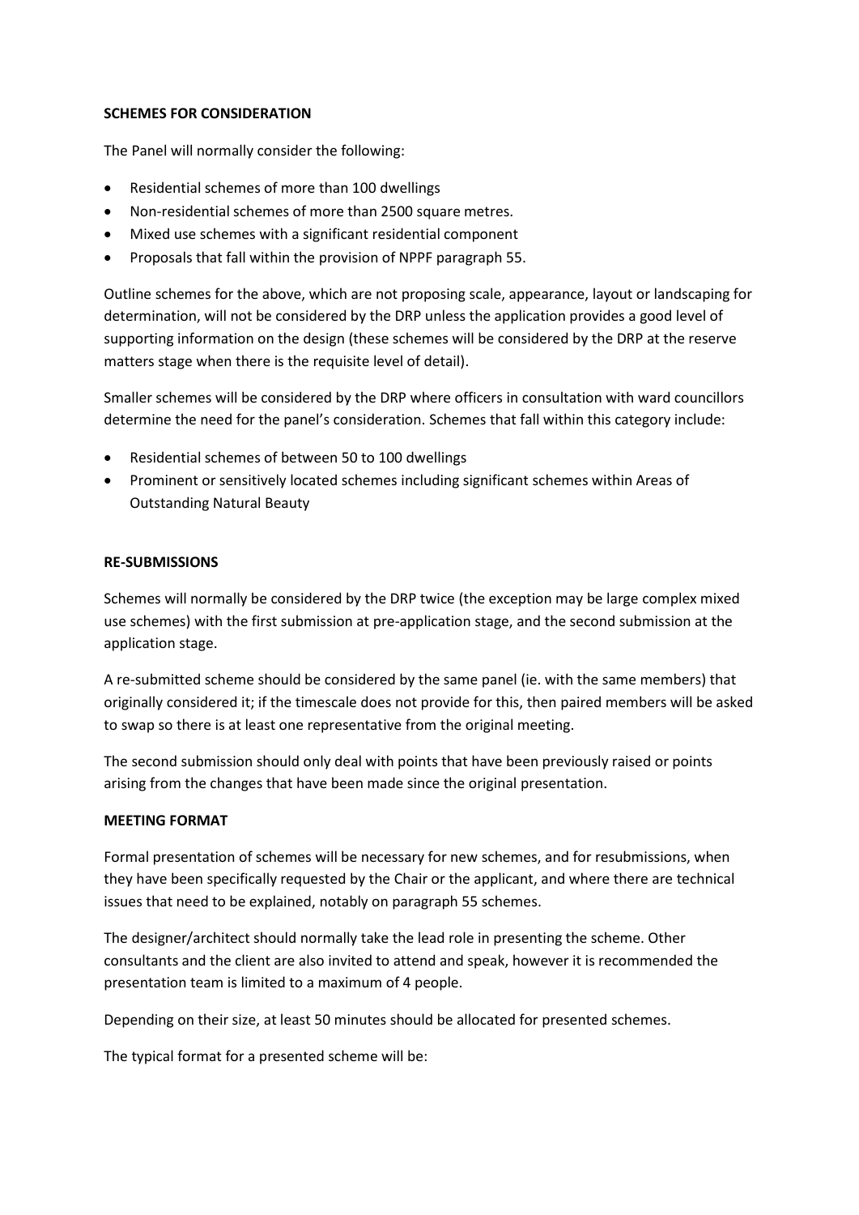**SCHEMES FOR CONSIDERATION**

The Panel will normally consider the following:

- Residential schemes of more than 100 dwellings
- Non-residential schemes of more than 2500 square metres.
- Mixed use schemes with a significant residential component
- Proposals that fall within the provision of NPPF paragraph 55.

Outline schemes for the above, which are not proposing scale, appearance, layout or landscaping for determination, will not be considered by the DRP unless the application provides a good level of supporting information on the design (these schemes will be considered by the DRP at the reserve matters stage when there is the requisite level of detail).

Smaller schemes will be considered by the DRP where officers in consultation with ward councillors determine the need for the panel's consideration. Schemes that fall within this category include:

- Residential schemes of between 50 to 100 dwellings
- Prominent or sensitively located schemes including significant schemes within Areas of Outstanding Natural Beauty

**RE-SUBMISSIONS**

Schemes will normally be considered by the DRP twice (the exception may be large complex mixed use schemes) with the first submission at pre-application stage, and the second submission at the application stage.

A re-submitted scheme should be considered by the same panel (ie. with the same members) that originally considered it; if the timescale does not provide for this, then paired members will be asked to swap so there is at least one representative from the original meeting.

The second submission should only deal with points that have been previously raised or points arising from the changes that have been made since the original presentation.

**MEETING FORMAT**

Formal presentation of schemes will be necessary for new schemes, and for resubmissions, when they have been specifically requested by the Chair or the applicant, and where there are technical issues that need to be explained, notably on paragraph 55 schemes.

The designer/architect should normally take the lead role in presenting the scheme. Other consultants and the client are also invited to attend and speak, however it is recommended the presentation team is limited to a maximum of 4 people.

Depending on their size, at least 50 minutes should be allocated for presented schemes.

The typical format for a presented scheme will be: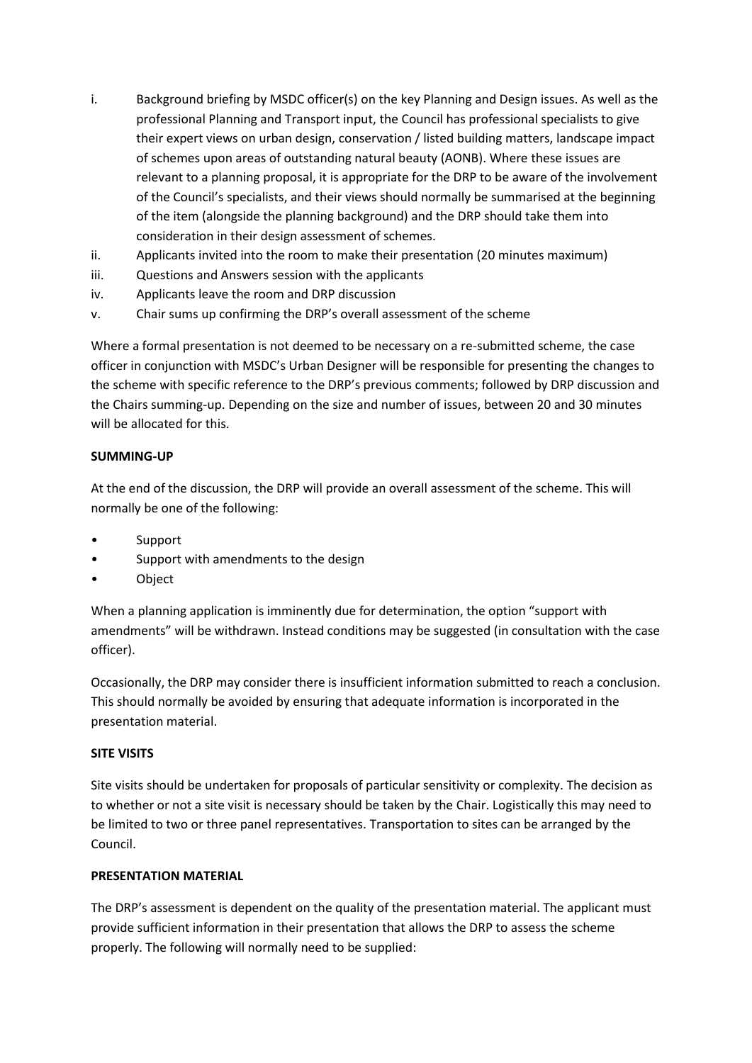i. Background briefing by MSDC officer(s) on the key Planning and Design issues. As well as the professional Planning and Transport input, the Council has professional specialists to give their expert views on urban design, conservation / listed building matters, landscape impact of schemes upon areas of outstanding natural beauty (AONB). Where these issues are relevant to a planning proposal, it is appropriate for the DRP to be aware of the involvement of the Council's specialists, and their views should normally be summarised at the beginning of the item (alongside the planning background) and the DRP should take them into consideration in their design assessment of schemes.
ii. Applicants invited into the room to make their presentation (20 minutes maximum)
iii. Questions and Answers session with the applicants
iv. Applicants leave the room and DRP discussion
v. Chair sums up confirming the DRP's overall assessment of the scheme

Where a formal presentation is not deemed to be necessary on a re-submitted scheme, the case officer in conjunction with MSDC's Urban Designer will be responsible for presenting the changes to the scheme with specific reference to the DRP's previous comments; followed by DRP discussion and the Chairs summing-up. Depending on the size and number of issues, between 20 and 30 minutes will be allocated for this.

**SUMMING-UP**

At the end of the discussion, the DRP will provide an overall assessment of the scheme. This will normally be one of the following:

- Support
- Support with amendments to the design
- Object

When a planning application is imminently due for determination, the option "support with amendments" will be withdrawn. Instead conditions may be suggested (in consultation with the case officer).

Occasionally, the DRP may consider there is insufficient information submitted to reach a conclusion. This should normally be avoided by ensuring that adequate information is incorporated in the presentation material.

**SITE VISITS**

Site visits should be undertaken for proposals of particular sensitivity or complexity. The decision as to whether or not a site visit is necessary should be taken by the Chair. Logistically this may need to be limited to two or three panel representatives. Transportation to sites can be arranged by the Council.

**PRESENTATION MATERIAL**

The DRP's assessment is dependent on the quality of the presentation material. The applicant must provide sufficient information in their presentation that allows the DRP to assess the scheme properly. The following will normally need to be supplied: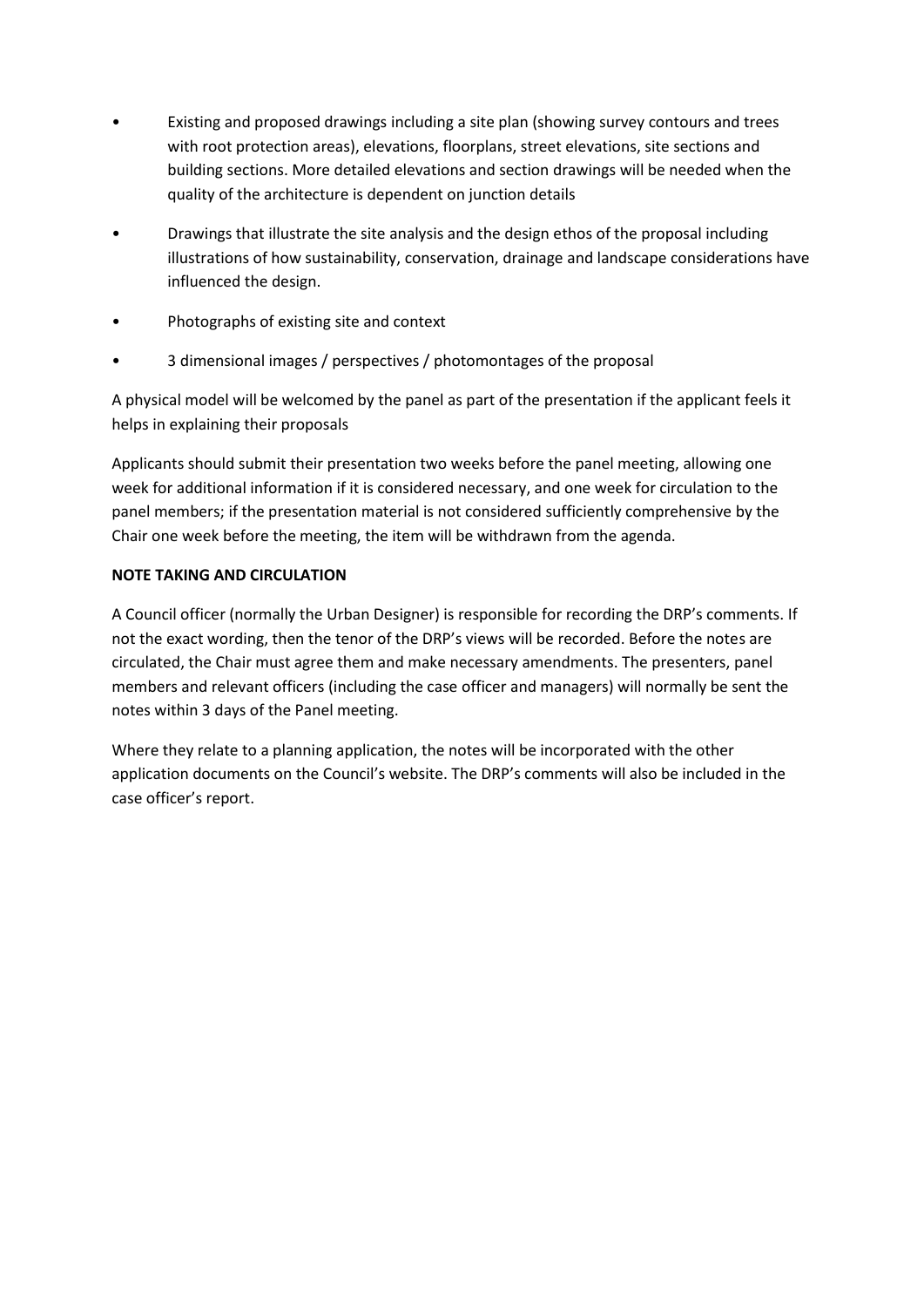- Existing and proposed drawings including a site plan (showing survey contours and trees with root protection areas), elevations, floorplans, street elevations, site sections and building sections. More detailed elevations and section drawings will be needed when the quality of the architecture is dependent on junction details
- Drawings that illustrate the site analysis and the design ethos of the proposal including illustrations of how sustainability, conservation, drainage and landscape considerations have influenced the design.
- Photographs of existing site and context
- 3 dimensional images / perspectives / photomontages of the proposal

A physical model will be welcomed by the panel as part of the presentation if the applicant feels it helps in explaining their proposals

Applicants should submit their presentation two weeks before the panel meeting, allowing one week for additional information if it is considered necessary, and one week for circulation to the panel members; if the presentation material is not considered sufficiently comprehensive by the Chair one week before the meeting, the item will be withdrawn from the agenda.

**NOTE TAKING AND CIRCULATION**

A Council officer (normally the Urban Designer) is responsible for recording the DRP's comments. If not the exact wording, then the tenor of the DRP's views will be recorded. Before the notes are circulated, the Chair must agree them and make necessary amendments. The presenters, panel members and relevant officers (including the case officer and managers) will normally be sent the notes within 3 days of the Panel meeting.

Where they relate to a planning application, the notes will be incorporated with the other application documents on the Council's website. The DRP's comments will also be included in the case officer's report.